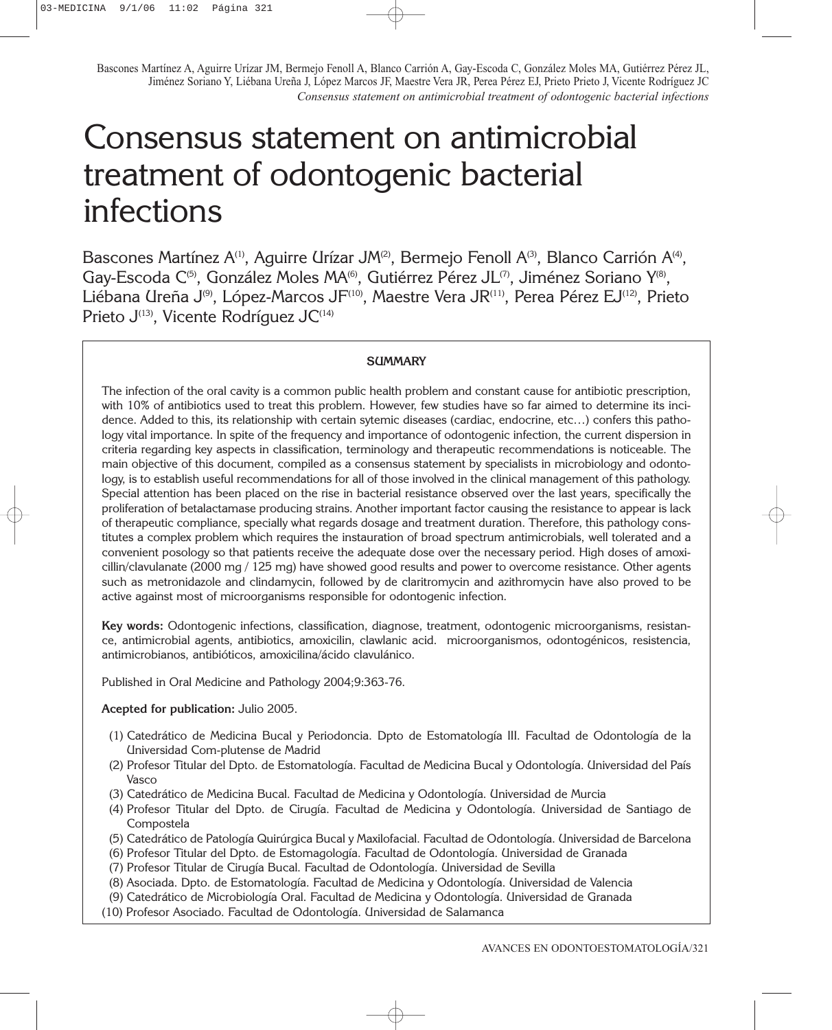// # Consensus statement on antimicrobial treatment of odontogenic bacterial infections

Bascones Martínez A[(1)], Aguirre Urízar JM[(2)], Bermejo Fenoll A[(3)], Blanco Carrión A[(4)], Gay-Escoda C[(5)], González Moles MA[(6)], Gutiérrez Pérez JL[(7)], Jiménez Soriano Y[(8)], Liébana Ureña J[(9)], López-Marcos JF[(10)], Maestre Vera JR[(11)], Perea Pérez EJ[(12)], Prieto Prieto J[(13)], Vicente Rodríguez JC[(14)]

**SUMMARY**

The infection of the oral cavity is a common public health problem and constant cause for antibiotic prescription, with 10% of antibiotics used to treat this problem. However, few studies have so far aimed to determine its incidence. Added to this, its relationship with certain sytemic diseases (cardiac, endocrine, etc…) confers this pathology vital importance. In spite of the frequency and importance of odontogenic infection, the current dispersion in criteria regarding key aspects in classification, terminology and therapeutic recommendations is noticeable. The main objective of this document, compiled as a consensus statement by specialists in microbiology and odontology, is to establish useful recommendations for all of those involved in the clinical management of this pathology. Special attention has been placed on the rise in bacterial resistance observed over the last years, specifically the proliferation of betalactamase producing strains. Another important factor causing the resistance to appear is lack of therapeutic compliance, specially what regards dosage and treatment duration. Therefore, this pathology constitutes a complex problem which requires the instauration of broad spectrum antimicrobials, well tolerated and a convenient posology so that patients receive the adequate dose over the necessary period. High doses of amoxicillin/clavulanate (2000 mg / 125 mg) have showed good results and power to overcome resistance. Other agents such as metronidazole and clindamycin, followed by de claritromycin and azithromycin have also proved to be active against most of microorganisms responsible for odontogenic infection.

**Key words:** Odontogenic infections, classification, diagnose, treatment, odontogenic microorganisms, resistance, antimicrobial agents, antibiotics, amoxicilin, clawlanic acid. microorganismos, odontogénicos, resistencia, antimicrobianos, antibióticos, amoxicilina/ácido clavulánico.

Published in Oral Medicine and Pathology 2004;9:363-76.

**Acepted for publication:** Julio 2005.

(1) Catedrático de Medicina Bucal y Periodoncia. Dpto de Estomatología III. Facultad de Odontología de la Universidad Com-plutense de Madrid
(2) Profesor Titular del Dpto. de Estomatología. Facultad de Medicina Bucal y Odontología. Universidad del País Vasco
(3) Catedrático de Medicina Bucal. Facultad de Medicina y Odontología. Universidad de Murcia
(4) Profesor Titular del Dpto. de Cirugía. Facultad de Medicina y Odontología. Universidad de Santiago de Compostela
(5) Catedrático de Patología Quirúrgica Bucal y Maxilofacial. Facultad de Odontología. Universidad de Barcelona
(6) Profesor Titular del Dpto. de Estomagología. Facultad de Odontología. Universidad de Granada
(7) Profesor Titular de Cirugía Bucal. Facultad de Odontología. Universidad de Sevilla
(8) Asociada. Dpto. de Estomatología. Facultad de Medicina y Odontología. Universidad de Valencia
(9) Catedrático de Microbiología Oral. Facultad de Medicina y Odontología. Universidad de Granada
(10) Profesor Asociado. Facultad de Odontología. Universidad de Salamanca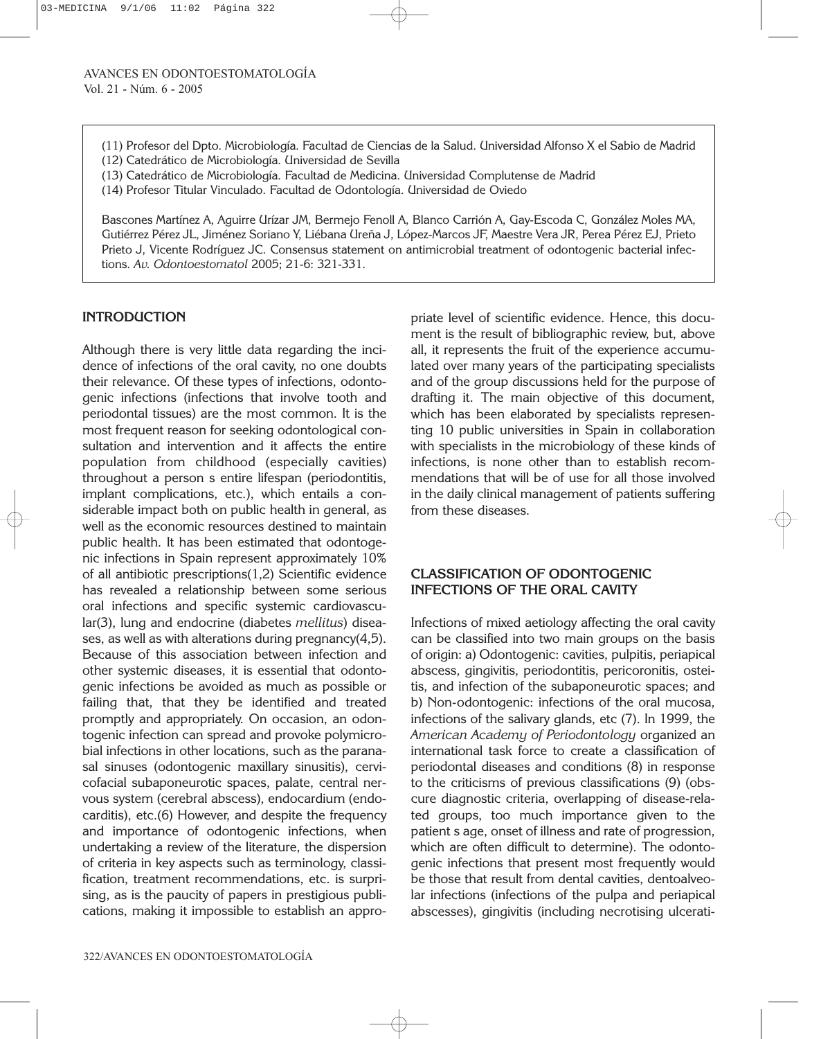(11) Profesor del Dpto. Microbiología. Facultad de Ciencias de la Salud. Universidad Alfonso X el Sabio de Madrid
(12) Catedrático de Microbiología. Universidad de Sevilla
(13) Catedrático de Microbiología. Facultad de Medicina. Universidad Complutense de Madrid
(14) Profesor Titular Vinculado. Facultad de Odontología. Universidad de Oviedo

Bascones Martínez A, Aguirre Urízar JM, Bermejo Fenoll A, Blanco Carrión A, Gay-Escoda C, González Moles MA, Gutiérrez Pérez JL, Jiménez Soriano Y, Liébana Ureña J, López-Marcos JF, Maestre Vera JR, Perea Pérez EJ, Prieto Prieto J, Vicente Rodríguez JC. Consensus statement on antimicrobial treatment of odontogenic bacterial infections. *Av. Odontoestomatol* 2005; 21-6: 321-331.

## INTRODUCTION

Although there is very little data regarding the incidence of infections of the oral cavity, no one doubts their relevance. Of these types of infections, odontogenic infections (infections that involve tooth and periodontal tissues) are the most common. It is the most frequent reason for seeking odontological consultation and intervention and it affects the entire population from childhood (especially cavities) throughout a person s entire lifespan (periodontitis, implant complications, etc.), which entails a considerable impact both on public health in general, as well as the economic resources destined to maintain public health. It has been estimated that odontogenic infections in Spain represent approximately 10% of all antibiotic prescriptions(1,2) Scientific evidence has revealed a relationship between some serious oral infections and specific systemic cardiovascular(3), lung and endocrine (diabetes *mellitus*) diseases, as well as with alterations during pregnancy(4,5). Because of this association between infection and other systemic diseases, it is essential that odontogenic infections be avoided as much as possible or failing that, that they be identified and treated promptly and appropriately. On occasion, an odontogenic infection can spread and provoke polymicrobial infections in other locations, such as the paranasal sinuses (odontogenic maxillary sinusitis), cervicofacial subaponeurotic spaces, palate, central nervous system (cerebral abscess), endocardium (endocarditis), etc.(6) However, and despite the frequency and importance of odontogenic infections, when undertaking a review of the literature, the dispersion of criteria in key aspects such as terminology, classification, treatment recommendations, etc. is surprising, as is the paucity of papers in prestigious publications, making it impossible to establish an appropriate level of scientific evidence. Hence, this document is the result of bibliographic review, but, above all, it represents the fruit of the experience accumulated over many years of the participating specialists and of the group discussions held for the purpose of drafting it. The main objective of this document, which has been elaborated by specialists representing 10 public universities in Spain in collaboration with specialists in the microbiology of these kinds of infections, is none other than to establish recommendations that will be of use for all those involved in the daily clinical management of patients suffering from these diseases.

## CLASSIFICATION OF ODONTOGENIC INFECTIONS OF THE ORAL CAVITY

Infections of mixed aetiology affecting the oral cavity can be classified into two main groups on the basis of origin: a) Odontogenic: cavities, pulpitis, periapical abscess, gingivitis, periodontitis, pericoronitis, osteitis, and infection of the subaponeurotic spaces; and b) Non-odontogenic: infections of the oral mucosa, infections of the salivary glands, etc (7). In 1999, the *American Academy of Periodontology* organized an international task force to create a classification of periodontal diseases and conditions (8) in response to the criticisms of previous classifications (9) (obscure diagnostic criteria, overlapping of disease-related groups, too much importance given to the patient s age, onset of illness and rate of progression, which are often difficult to determine). The odontogenic infections that present most frequently would be those that result from dental cavities, dentoalveolar infections (infections of the pulpa and periapical abscesses), gingivitis (including necrotising ulcerati-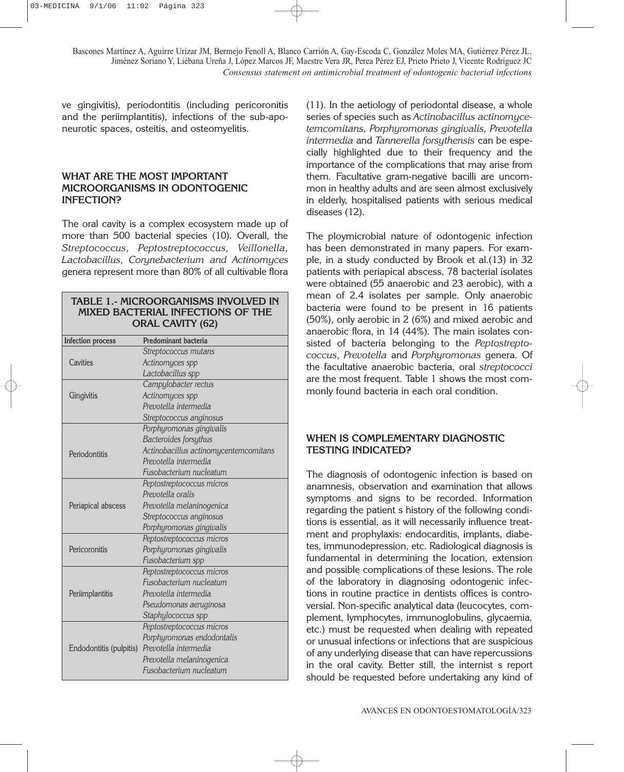ve gingivitis), periodontitis (including pericoronitis and the periimplantitis), infections of the sub-aponeurotic spaces, osteitis, and osteomyelitis.

## WHAT ARE THE MOST IMPORTANT MICROORGANISMS IN ODONTOGENIC INFECTION?

The oral cavity is a complex ecosystem made up of more than 500 bacterial species (10). Overall, the *Streptococcus, Peptostreptococcus, Veillonella, Lactobacillus, Corynebacterium and Actinomyces* genera represent more than 80% of all cultivable flora (11). In the aetiology of periodontal disease, a whole series of species such as *Actinobacillus actinomycetemcomitans, Porphyromonas gingivalis, Prevotella intermedia* and *Tannerella forsythensis* can be especially highlighted due to their frequency and the importance of the complications that may arise from them. Facultative gram-negative bacilli are uncommon in healthy adults and are seen almost exclusively in elderly, hospitalised patients with serious medical diseases (12).

The ploymicrobial nature of odontogenic infection has been demonstrated in many papers. For example, in a study conducted by Brook et al.(13) in 32 patients with periapical abscess, 78 bacterial isolates were obtained (55 anaerobic and 23 aerobic), with a mean of 2.4 isolates per sample. Only anaerobic bacteria were found to be present in 16 patients (50%), only aerobic in 2 (6%) and mixed aerobic and anaerobic flora, in 14 (44%). The main isolates consisted of bacteria belonging to the *Peptostreptococcus, Prevotella* and *Porphyromonas* genera. Of the facultative anaerobic bacteria, oral *streptococci* are the most frequent. Table 1 shows the most commonly found bacteria in each oral condition.

**TABLE 1.- MICROORGANISMS INVOLVED IN MIXED BACTERIAL INFECTIONS OF THE ORAL CAVITY (62)**

| Infection process | Predominant bacteria |
|---|---|
| Cavities | *Streptococcus mutans*<br>*Actinomyces spp*<br>*Lactobacillus spp* |
| Gingivitis | *Campylobacter rectus*<br>*Actinomyces spp*<br>*Prevotella intermedia*<br>*Streptococcus anginosus* |
| Periodontitis | *Porphyromonas gingivalis*<br>*Bacteroides forsythus*<br>*Actinobacillus actinomycentemcomitans*<br>*Prevotella intermedia*<br>*Fusobacterium nucleatum* |
| Periapical abscess | *Peptostreptococcus micros*<br>*Prevotella oralis*<br>*Prevotella melaninogenica*<br>*Streptococcus anginosus*<br>*Porphyromonas gingivalis* |
| Pericoronitis | *Peptostreptococcus micros*<br>*Porphyromonas gingivalis*<br>*Fusobacterium spp* |
| Periimplantitis | *Peptostreptococcus micros*<br>*Fusobacterium nucleatum*<br>*Prevotella intermedia*<br>*Pseudomonas aeruginosa*<br>*Staphylococcus spp* |
| Endodontitis (pulpitis) | *Peptostreptococcus micros*<br>*Porphyromonas endodontalis*<br>*Prevotella intermedia*<br>*Prevotella melaninogenica*<br>*Fusobacterium nucleatum* |

## WHEN IS COMPLEMENTARY DIAGNOSTIC TESTING INDICATED?

The diagnosis of odontogenic infection is based on anamnesis, observation and examination that allows symptoms and signs to be recorded. Information regarding the patient s history of the following conditions is essential, as it will necessarily influence treatment and prophylaxis: endocarditis, implants, diabetes, immunodepression, etc. Radiological diagnosis is fundamental in determining the location, extension and possible complications of these lesions. The role of the laboratory in diagnosing odontogenic infections in routine practice in dentists offices is controversial. Non-specific analytical data (leucocytes, complement, lymphocytes, immunoglobulins, glycaemia, etc.) must be requested when dealing with repeated or unusual infections or infections that are suspicious of any underlying disease that can have repercussions in the oral cavity. Better still, the internist s report should be requested before undertaking any kind of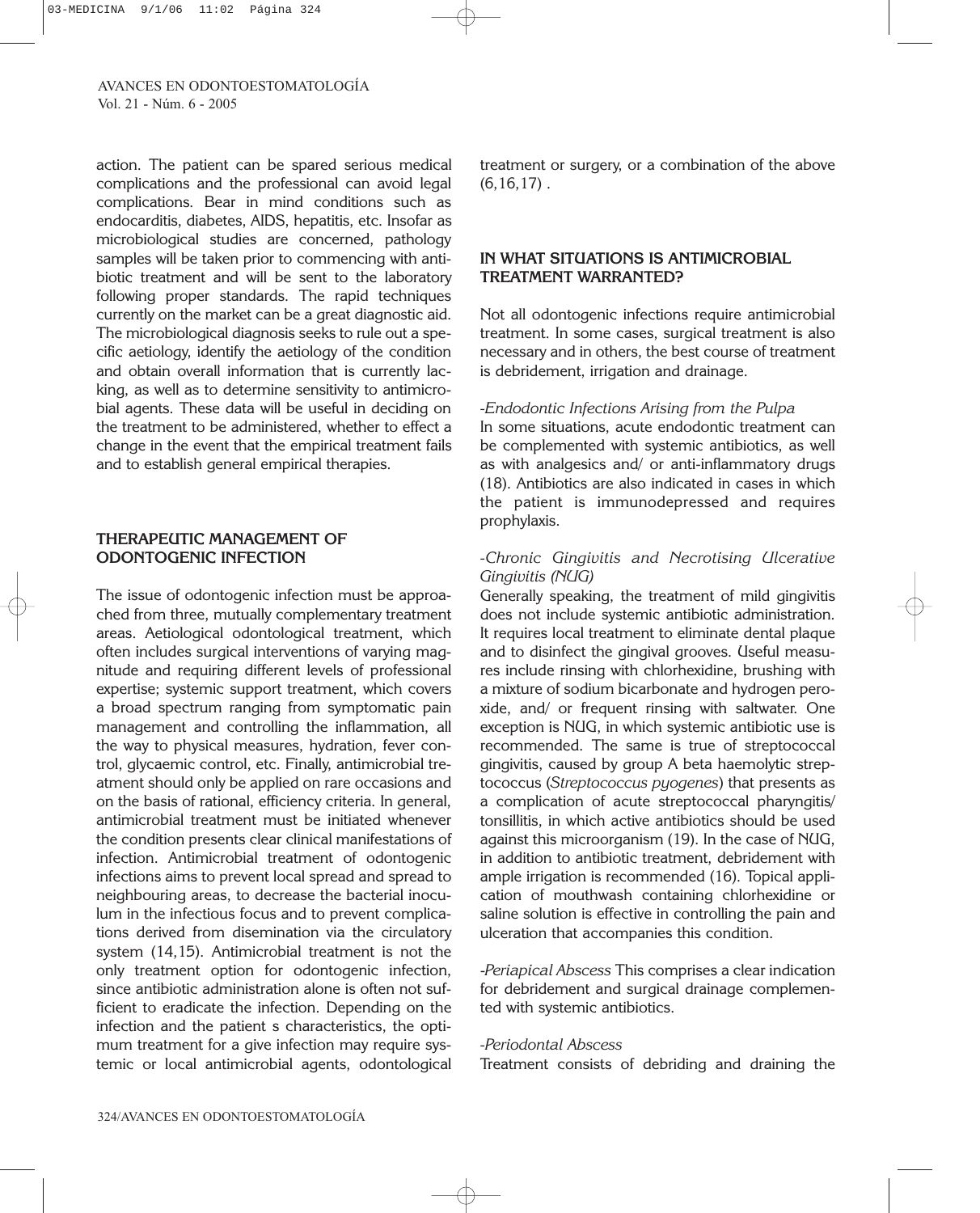action. The patient can be spared serious medical complications and the professional can avoid legal complications. Bear in mind conditions such as endocarditis, diabetes, AIDS, hepatitis, etc. Insofar as microbiological studies are concerned, pathology samples will be taken prior to commencing with antibiotic treatment and will be sent to the laboratory following proper standards. The rapid techniques currently on the market can be a great diagnostic aid. The microbiological diagnosis seeks to rule out a specific aetiology, identify the aetiology of the condition and obtain overall information that is currently lacking, as well as to determine sensitivity to antimicrobial agents. These data will be useful in deciding on the treatment to be administered, whether to effect a change in the event that the empirical treatment fails and to establish general empirical therapies.

## THERAPEUTIC MANAGEMENT OF ODONTOGENIC INFECTION

The issue of odontogenic infection must be approached from three, mutually complementary treatment areas. Aetiological odontological treatment, which often includes surgical interventions of varying magnitude and requiring different levels of professional expertise; systemic support treatment, which covers a broad spectrum ranging from symptomatic pain management and controlling the inflammation, all the way to physical measures, hydration, fever control, glycaemic control, etc. Finally, antimicrobial treatment should only be applied on rare occasions and on the basis of rational, efficiency criteria. In general, antimicrobial treatment must be initiated whenever the condition presents clear clinical manifestations of infection. Antimicrobial treatment of odontogenic infections aims to prevent local spread and spread to neighbouring areas, to decrease the bacterial inoculum in the infectious focus and to prevent complications derived from disemination via the circulatory system (14,15). Antimicrobial treatment is not the only treatment option for odontogenic infection, since antibiotic administration alone is often not sufficient to eradicate the infection. Depending on the infection and the patient s characteristics, the optimum treatment for a give infection may require systemic or local antimicrobial agents, odontological treatment or surgery, or a combination of the above (6,16,17) .

## IN WHAT SITUATIONS IS ANTIMICROBIAL TREATMENT WARRANTED?

Not all odontogenic infections require antimicrobial treatment. In some cases, surgical treatment is also necessary and in others, the best course of treatment is debridement, irrigation and drainage.

*-Endodontic Infections Arising from the Pulpa*

In some situations, acute endodontic treatment can be complemented with systemic antibiotics, as well as with analgesics and/ or anti-inflammatory drugs (18). Antibiotics are also indicated in cases in which the patient is immunodepressed and requires prophylaxis.

*-Chronic Gingivitis and Necrotising Ulcerative Gingivitis (NUG)*

Generally speaking, the treatment of mild gingivitis does not include systemic antibiotic administration. It requires local treatment to eliminate dental plaque and to disinfect the gingival grooves. Useful measures include rinsing with chlorhexidine, brushing with a mixture of sodium bicarbonate and hydrogen peroxide, and/ or frequent rinsing with saltwater. One exception is NUG, in which systemic antibiotic use is recommended. The same is true of streptococcal gingivitis, caused by group A beta haemolytic streptococcus (*Streptococcus pyogenes*) that presents as a complication of acute streptococcal pharyngitis/ tonsillitis, in which active antibiotics should be used against this microorganism (19). In the case of NUG, in addition to antibiotic treatment, debridement with ample irrigation is recommended (16). Topical application of mouthwash containing chlorhexidine or saline solution is effective in controlling the pain and ulceration that accompanies this condition.

*-Periapical Abscess* This comprises a clear indication for debridement and surgical drainage complemented with systemic antibiotics.

*-Periodontal Abscess*

Treatment consists of debriding and draining the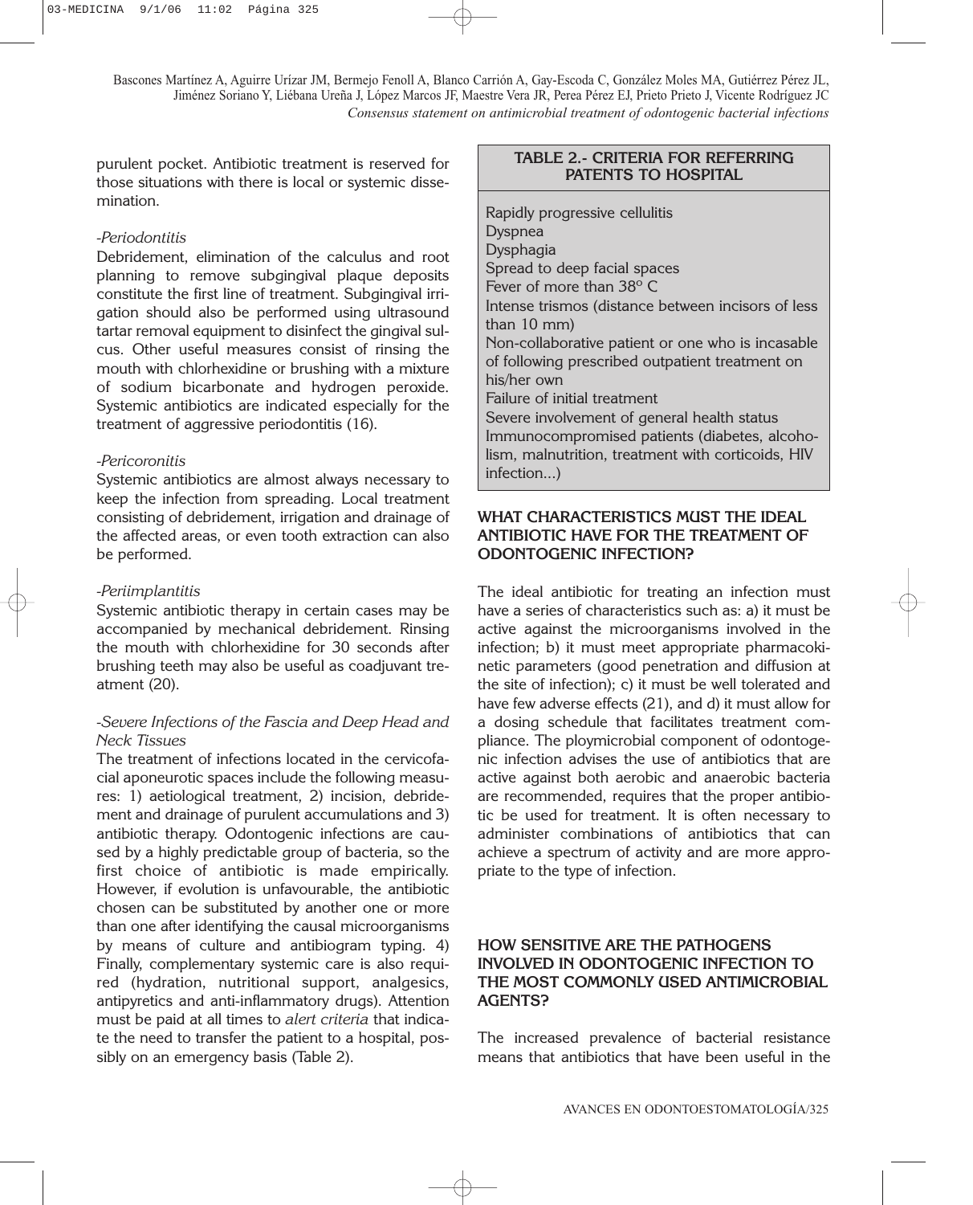purulent pocket. Antibiotic treatment is reserved for those situations with there is local or systemic dissemination.

*-Periodontitis*

Debridement, elimination of the calculus and root planning to remove subgingival plaque deposits constitute the first line of treatment. Subgingival irrigation should also be performed using ultrasound tartar removal equipment to disinfect the gingival sulcus. Other useful measures consist of rinsing the mouth with chlorhexidine or brushing with a mixture of sodium bicarbonate and hydrogen peroxide. Systemic antibiotics are indicated especially for the treatment of aggressive periodontitis (16).

*-Pericoronitis*

Systemic antibiotics are almost always necessary to keep the infection from spreading. Local treatment consisting of debridement, irrigation and drainage of the affected areas, or even tooth extraction can also be performed.

*-Periimplantitis*

Systemic antibiotic therapy in certain cases may be accompanied by mechanical debridement. Rinsing the mouth with chlorhexidine for 30 seconds after brushing teeth may also be useful as coadjuvant treatment (20).

*-Severe Infections of the Fascia and Deep Head and Neck Tissues*

The treatment of infections located in the cervicofacial aponeurotic spaces include the following measures: 1) aetiological treatment, 2) incision, debridement and drainage of purulent accumulations and 3) antibiotic therapy. Odontogenic infections are caused by a highly predictable group of bacteria, so the first choice of antibiotic is made empirically. However, if evolution is unfavourable, the antibiotic chosen can be substituted by another one or more than one after identifying the causal microorganisms by means of culture and antibiogram typing. 4) Finally, complementary systemic care is also required (hydration, nutritional support, analgesics, antipyretics and anti-inflammatory drugs). Attention must be paid at all times to *alert criteria* that indicate the need to transfer the patient to a hospital, possibly on an emergency basis (Table 2).

| TABLE 2.- CRITERIA FOR REFERRING PATENTS TO HOSPITAL |
|---|
| Rapidly progressive cellulitis |
| Dyspnea |
| Dysphagia |
| Spread to deep facial spaces |
| Fever of more than 38° C |
| Intense trismos (distance between incisors of less than 10 mm) |
| Non-collaborative patient or one who is incasable of following prescribed outpatient treatment on his/her own |
| Failure of initial treatment |
| Severe involvement of general health status |
| Immunocompromised patients (diabetes, alcoholism, malnutrition, treatment with corticoids, HIV infection...) |

## WHAT CHARACTERISTICS MUST THE IDEAL ANTIBIOTIC HAVE FOR THE TREATMENT OF ODONTOGENIC INFECTION?

The ideal antibiotic for treating an infection must have a series of characteristics such as: a) it must be active against the microorganisms involved in the infection; b) it must meet appropriate pharmacokinetic parameters (good penetration and diffusion at the site of infection); c) it must be well tolerated and have few adverse effects (21), and d) it must allow for a dosing schedule that facilitates treatment compliance. The ploymicrobial component of odontogenic infection advises the use of antibiotics that are active against both aerobic and anaerobic bacteria are recommended, requires that the proper antibiotic be used for treatment. It is often necessary to administer combinations of antibiotics that can achieve a spectrum of activity and are more appropriate to the type of infection.

## HOW SENSITIVE ARE THE PATHOGENS INVOLVED IN ODONTOGENIC INFECTION TO THE MOST COMMONLY USED ANTIMICROBIAL AGENTS?

The increased prevalence of bacterial resistance means that antibiotics that have been useful in the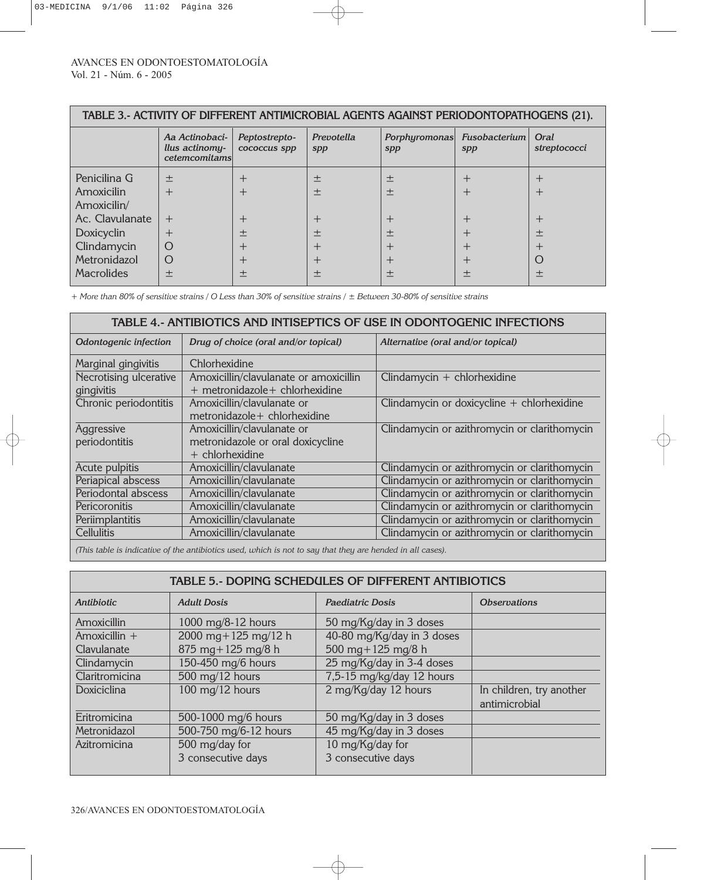| TABLE 3.- ACTIVITY OF DIFFERENT ANTIMICROBIAL AGENTS AGAINST PERIODONTOPATHOGENS (21). | | | | | | |
|---|---|---|---|---|---|---|
| | *Aa Actinobacillus actinomycetemcomitans* | *Peptostreptococcus spp* | *Prevotella spp* | *Porphyromonas spp* | *Fusobacterium spp* | *Oral streptococci* |
| Penicilina G | ± | + | ± | ± | + | + |
| Amoxicilin | + | + | ± | ± | + | + |
| Amoxicilin/ Ac. Clavulanate | + | + | + | + | + | + |
| Doxicyclin | + | ± | ± | ± | + | ± |
| Clindamycin | O | + | + | + | + | + |
| Metronidazol | O | + | + | + | + | O |
| Macrolides | ± | ± | ± | ± | ± | ± |

*+ More than 80% of sensitive strains / O Less than 30% of sensitive strains / ± Between 30-80% of sensitive strains*

| TABLE 4.- ANTIBIOTICS AND INTISEPTICS OF USE IN ODONTOGENIC INFECTIONS | | |
|---|---|---|
| *Odontogenic infection* | *Drug of choice (oral and/or topical)* | *Alternative (oral and/or topical)* |
| Marginal gingivitis | Chlorhexidine | |
| Necrotising ulcerative gingivitis | Amoxicillin/clavulanate or amoxicillin + metronidazole+ chlorhexidine | Clindamycin + chlorhexidine |
| Chronic periodontitis | Amoxicillin/clavulanate or metronidazole+ chlorhexidine | Clindamycin or doxicycline + chlorhexidine |
| Aggressive periodontitis | Amoxicillin/clavulanate or metronidazole or oral doxicycline + chlorhexidine | Clindamycin or azithromycin or clarithomycin |
| Acute pulpitis | Amoxicillin/clavulanate | Clindamycin or azithromycin or clarithomycin |
| Periapical abscess | Amoxicillin/clavulanate | Clindamycin or azithromycin or clarithomycin |
| Periodontal abscess | Amoxicillin/clavulanate | Clindamycin or azithromycin or clarithomycin |
| Pericoronitis | Amoxicillin/clavulanate | Clindamycin or azithromycin or clarithomycin |
| Periimplantitis | Amoxicillin/clavulanate | Clindamycin or azithromycin or clarithomycin |
| Cellulitis | Amoxicillin/clavulanate | Clindamycin or azithromycin or clarithomycin |

*(This table is indicative of the antibiotics used, which is not to say that they are hended in all cases).*

| TABLE 5.- DOPING SCHEDULES OF DIFFERENT ANTIBIOTICS | | | |
|---|---|---|---|
| *Antibiotic* | *Adult Dosis* | *Paediatric Dosis* | *Observations* |
| Amoxicillin | 1000 mg/8-12 hours | 50 mg/Kg/day in 3 doses | |
| Amoxicillin + Clavulanate | 2000 mg+125 mg/12 h 875 mg+125 mg/8 h | 40-80 mg/Kg/day in 3 doses 500 mg+125 mg/8 h | |
| Clindamycin | 150-450 mg/6 hours | 25 mg/Kg/day in 3-4 doses | |
| Claritromicina | 500 mg/12 hours | 7,5-15 mg/kg/day 12 hours | |
| Doxiciclina | 100 mg/12 hours | 2 mg/Kg/day 12 hours | In children, try another antimicrobial |
| Eritromicina | 500-1000 mg/6 hours | 50 mg/Kg/day in 3 doses | |
| Metronidazol | 500-750 mg/6-12 hours | 45 mg/Kg/day in 3 doses | |
| Azitromicina | 500 mg/day for 3 consecutive days | 10 mg/Kg/day for 3 consecutive days | |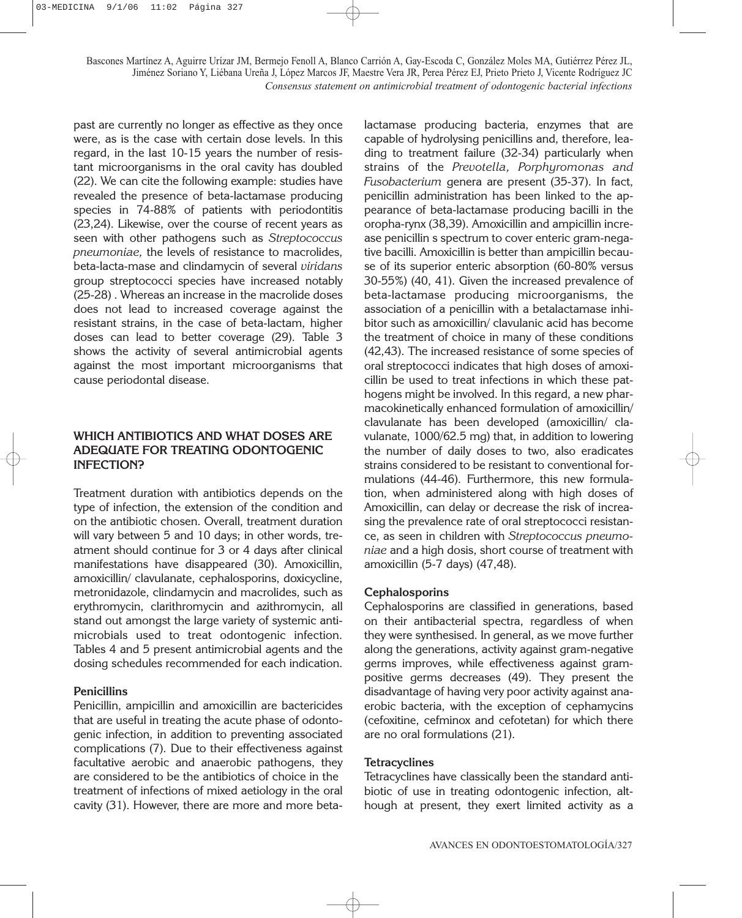past are currently no longer as effective as they once were, as is the case with certain dose levels. In this regard, in the last 10-15 years the number of resistant microorganisms in the oral cavity has doubled (22). We can cite the following example: studies have revealed the presence of beta-lactamase producing species in 74-88% of patients with periodontitis (23,24). Likewise, over the course of recent years as seen with other pathogens such as *Streptococcus pneumoniae,* the levels of resistance to macrolides, beta-lacta-mase and clindamycin of several *viridans* group streptococci species have increased notably (25-28) . Whereas an increase in the macrolide doses does not lead to increased coverage against the resistant strains, in the case of beta-lactam, higher doses can lead to better coverage (29). Table 3 shows the activity of several antimicrobial agents against the most important microorganisms that cause periodontal disease.

## WHICH ANTIBIOTICS AND WHAT DOSES ARE ADEQUATE FOR TREATING ODONTOGENIC INFECTION?

Treatment duration with antibiotics depends on the type of infection, the extension of the condition and on the antibiotic chosen. Overall, treatment duration will vary between 5 and 10 days; in other words, treatment should continue for 3 or 4 days after clinical manifestations have disappeared (30). Amoxicillin, amoxicillin/ clavulanate, cephalosporins, doxicycline, metronidazole, clindamycin and macrolides, such as erythromycin, clarithromycin and azithromycin, all stand out amongst the large variety of systemic antimicrobials used to treat odontogenic infection. Tables 4 and 5 present antimicrobial agents and the dosing schedules recommended for each indication.

### Penicillins

Penicillin, ampicillin and amoxicillin are bactericides that are useful in treating the acute phase of odontogenic infection, in addition to preventing associated complications (7). Due to their effectiveness against facultative aerobic and anaerobic pathogens, they are considered to be the antibiotics of choice in the treatment of infections of mixed aetiology in the oral cavity (31). However, there are more and more beta-lactamase producing bacteria, enzymes that are capable of hydrolysing penicillins and, therefore, leading to treatment failure (32-34) particularly when strains of the *Prevotella, Porphyromonas and Fusobacterium* genera are present (35-37). In fact, penicillin administration has been linked to the appearance of beta-lactamase producing bacilli in the oropha-rynx (38,39). Amoxicillin and ampicillin increase penicillin s spectrum to cover enteric gram-negative bacilli. Amoxicillin is better than ampicillin because of its superior enteric absorption (60-80% versus 30-55%) (40, 41). Given the increased prevalence of beta-lactamase producing microorganisms, the association of a penicillin with a betalactamase inhibitor such as amoxicillin/ clavulanic acid has become the treatment of choice in many of these conditions (42,43). The increased resistance of some species of oral streptococci indicates that high doses of amoxicillin be used to treat infections in which these pathogens might be involved. In this regard, a new pharmacokinetically enhanced formulation of amoxicillin/ clavulanate has been developed (amoxicillin/ clavulanate, 1000/62.5 mg) that, in addition to lowering the number of daily doses to two, also eradicates strains considered to be resistant to conventional formulations (44-46). Furthermore, this new formulation, when administered along with high doses of Amoxicillin, can delay or decrease the risk of increasing the prevalence rate of oral streptococci resistance, as seen in children with *Streptococcus pneumoniae* and a high dosis, short course of treatment with amoxicillin (5-7 days) (47,48).

### Cephalosporins

Cephalosporins are classified in generations, based on their antibacterial spectra, regardless of when they were synthesised. In general, as we move further along the generations, activity against gram-negative germs improves, while effectiveness against gram-positive germs decreases (49). They present the disadvantage of having very poor activity against anaerobic bacteria, with the exception of cephamycins (cefoxitine, cefminox and cefotetan) for which there are no oral formulations (21).

### Tetracyclines

Tetracyclines have classically been the standard antibiotic of use in treating odontogenic infection, although at present, they exert limited activity as a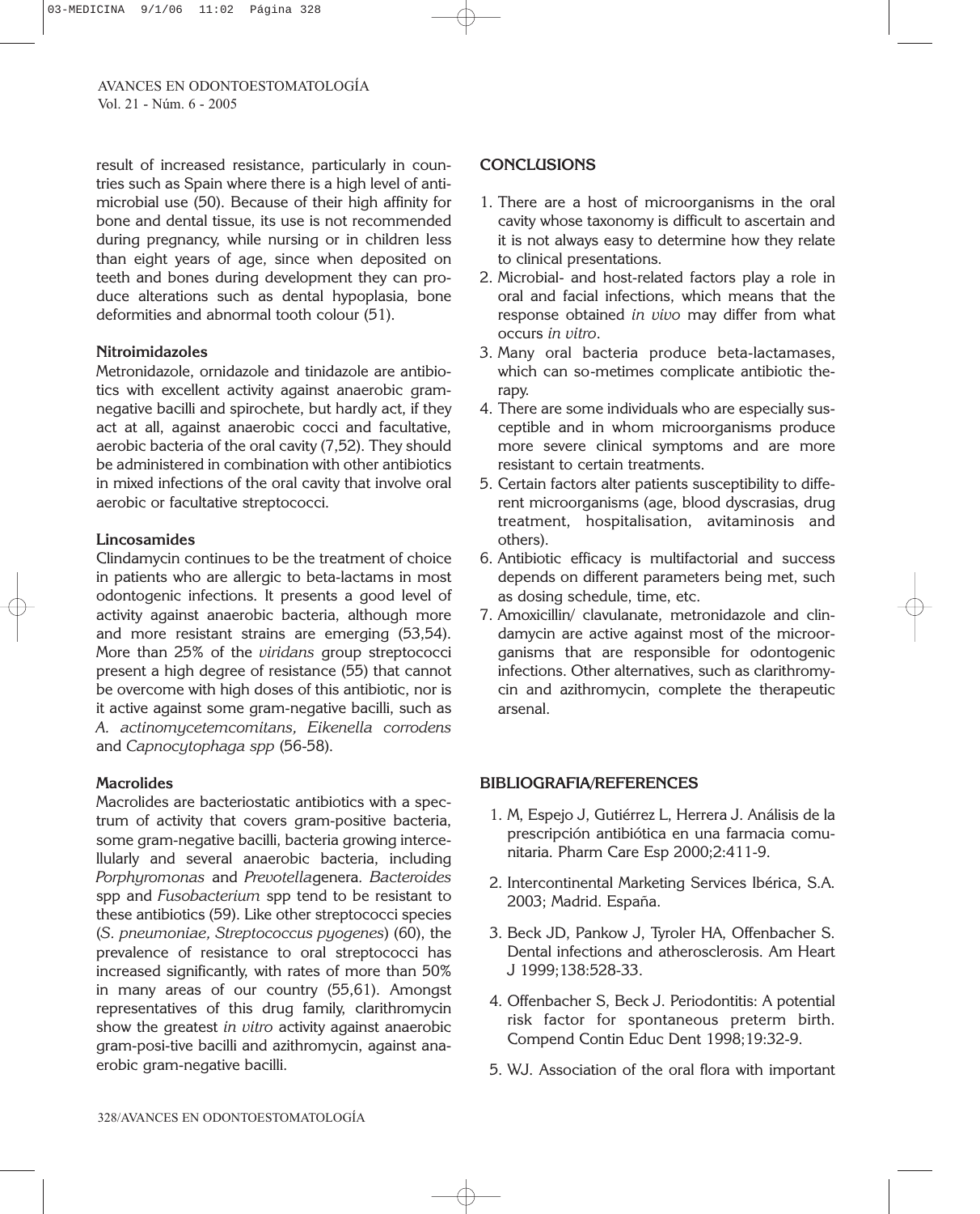result of increased resistance, particularly in countries such as Spain where there is a high level of antimicrobial use (50). Because of their high affinity for bone and dental tissue, its use is not recommended during pregnancy, while nursing or in children less than eight years of age, since when deposited on teeth and bones during development they can produce alterations such as dental hypoplasia, bone deformities and abnormal tooth colour (51).

**Nitroimidazoles**

Metronidazole, ornidazole and tinidazole are antibiotics with excellent activity against anaerobic gram-negative bacilli and spirochete, but hardly act, if they act at all, against anaerobic cocci and facultative, aerobic bacteria of the oral cavity (7,52). They should be administered in combination with other antibiotics in mixed infections of the oral cavity that involve oral aerobic or facultative streptococci.

**Lincosamides**

Clindamycin continues to be the treatment of choice in patients who are allergic to beta-lactams in most odontogenic infections. It presents a good level of activity against anaerobic bacteria, although more and more resistant strains are emerging (53,54). More than 25% of the *viridans* group streptococci present a high degree of resistance (55) that cannot be overcome with high doses of this antibiotic, nor is it active against some gram-negative bacilli, such as *A. actinomycetemcomitans, Eikenella corrodens* and *Capnocytophaga spp* (56-58).

**Macrolides**

Macrolides are bacteriostatic antibiotics with a spectrum of activity that covers gram-positive bacteria, some gram-negative bacilli, bacteria growing intercellularly and several anaerobic bacteria, including *Porphyromonas* and *Prevotella*genera. *Bacteroides* spp and *Fusobacterium* spp tend to be resistant to these antibiotics (59). Like other streptococci species (*S. pneumoniae, Streptococcus pyogenes*) (60), the prevalence of resistance to oral streptococci has increased significantly, with rates of more than 50% in many areas of our country (55,61). Amongst representatives of this drug family, clarithromycin show the greatest *in vitro* activity against anaerobic gram-posi-tive bacilli and azithromycin, against anaerobic gram-negative bacilli.

## CONCLUSIONS

1. There are a host of microorganisms in the oral cavity whose taxonomy is difficult to ascertain and it is not always easy to determine how they relate to clinical presentations.
2. Microbial- and host-related factors play a role in oral and facial infections, which means that the response obtained *in vivo* may differ from what occurs *in vitro*.
3. Many oral bacteria produce beta-lactamases, which can so-metimes complicate antibiotic therapy.
4. There are some individuals who are especially susceptible and in whom microorganisms produce more severe clinical symptoms and are more resistant to certain treatments.
5. Certain factors alter patients susceptibility to different microorganisms (age, blood dyscrasias, drug treatment, hospitalisation, avitaminosis and others).
6. Antibiotic efficacy is multifactorial and success depends on different parameters being met, such as dosing schedule, time, etc.
7. Amoxicillin/ clavulanate, metronidazole and clindamycin are active against most of the microorganisms that are responsible for odontogenic infections. Other alternatives, such as clarithromycin and azithromycin, complete the therapeutic arsenal.

## BIBLIOGRAFIA/REFERENCES

1. M, Espejo J, Gutiérrez L, Herrera J. Análisis de la prescripción antibiótica en una farmacia comunitaria. Pharm Care Esp 2000;2:411-9.
2. Intercontinental Marketing Services Ibérica, S.A. 2003; Madrid. España.
3. Beck JD, Pankow J, Tyroler HA, Offenbacher S. Dental infections and atherosclerosis. Am Heart J 1999;138:528-33.
4. Offenbacher S, Beck J. Periodontitis: A potential risk factor for spontaneous preterm birth. Compend Contin Educ Dent 1998;19:32-9.
5. WJ. Association of the oral flora with important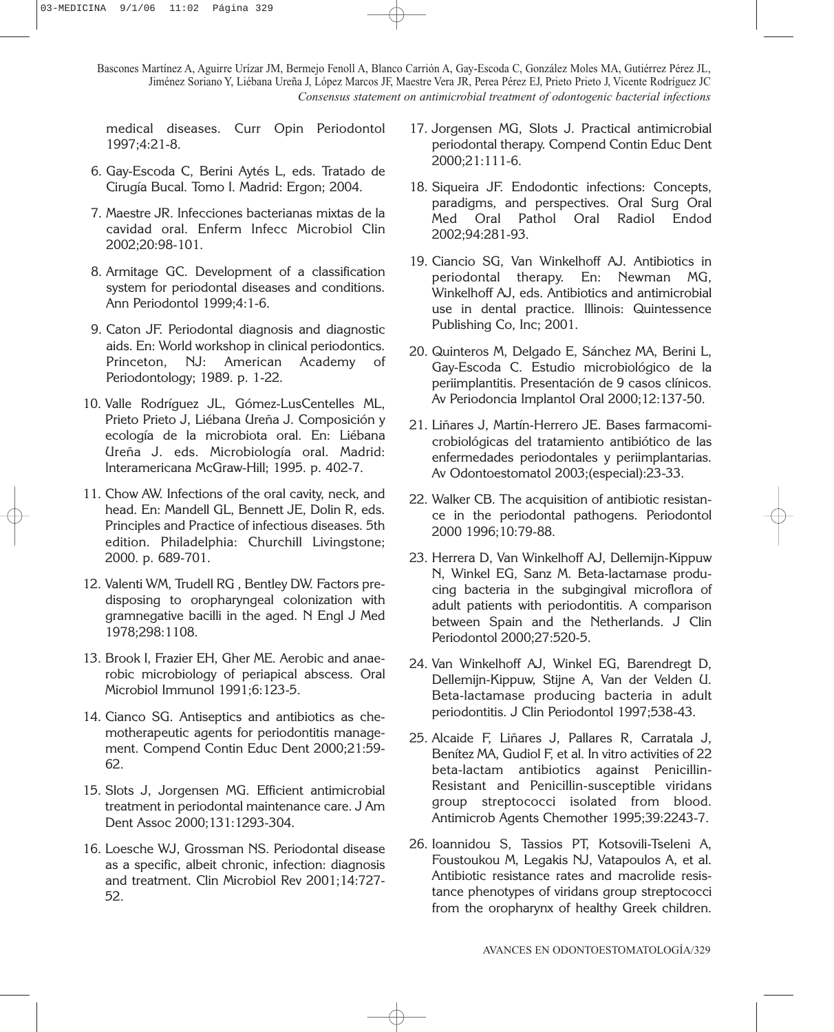medical diseases. Curr Opin Periodontol 1997;4:21-8.

6. Gay-Escoda C, Berini Aytés L, eds. Tratado de Cirugía Bucal. Tomo I. Madrid: Ergon; 2004.
7. Maestre JR. Infecciones bacterianas mixtas de la cavidad oral. Enferm Infecc Microbiol Clin 2002;20:98-101.
8. Armitage GC. Development of a classification system for periodontal diseases and conditions. Ann Periodontol 1999;4:1-6.
9. Caton JF. Periodontal diagnosis and diagnostic aids. En: World workshop in clinical periodontics. Princeton, NJ: American Academy of Periodontology; 1989. p. 1-22.
10. Valle Rodríguez JL, Gómez-LusCentelles ML, Prieto Prieto J, Liébana Ureña J. Composición y ecología de la microbiota oral. En: Liébana Ureña J. eds. Microbiología oral. Madrid: Interamericana McGraw-Hill; 1995. p. 402-7.
11. Chow AW. Infections of the oral cavity, neck, and head. En: Mandell GL, Bennett JE, Dolin R, eds. Principles and Practice of infectious diseases. 5th edition. Philadelphia: Churchill Livingstone; 2000. p. 689-701.
12. Valenti WM, Trudell RG , Bentley DW. Factors predisposing to oropharyngeal colonization with gramnegative bacilli in the aged. N Engl J Med 1978;298:1108.
13. Brook I, Frazier EH, Gher ME. Aerobic and anaerobic microbiology of periapical abscess. Oral Microbiol Immunol 1991;6:123-5.
14. Cianco SG. Antiseptics and antibiotics as chemotherapeutic agents for periodontitis management. Compend Contin Educ Dent 2000;21:59-62.
15. Slots J, Jorgensen MG. Efficient antimicrobial treatment in periodontal maintenance care. J Am Dent Assoc 2000;131:1293-304.
16. Loesche WJ, Grossman NS. Periodontal disease as a specific, albeit chronic, infection: diagnosis and treatment. Clin Microbiol Rev 2001;14:727-52.
17. Jorgensen MG, Slots J. Practical antimicrobial periodontal therapy. Compend Contin Educ Dent 2000;21:111-6.
18. Siqueira JF. Endodontic infections: Concepts, paradigms, and perspectives. Oral Surg Oral Med Oral Pathol Oral Radiol Endod 2002;94:281-93.
19. Ciancio SG, Van Winkelhoff AJ. Antibiotics in periodontal therapy. En: Newman MG, Winkelhoff AJ, eds. Antibiotics and antimicrobial use in dental practice. Illinois: Quintessence Publishing Co, Inc; 2001.
20. Quinteros M, Delgado E, Sánchez MA, Berini L, Gay-Escoda C. Estudio microbiológico de la periimplantitis. Presentación de 9 casos clínicos. Av Periodoncia Implantol Oral 2000;12:137-50.
21. Liñares J, Martín-Herrero JE. Bases farmacomicrobiológicas del tratamiento antibiótico de las enfermedades periodontales y periimplantarias. Av Odontoestomatol 2003;(especial):23-33.
22. Walker CB. The acquisition of antibiotic resistance in the periodontal pathogens. Periodontol 2000 1996;10:79-88.
23. Herrera D, Van Winkelhoff AJ, Dellemijn-Kippuw N, Winkel EG, Sanz M. Beta-lactamase producing bacteria in the subgingival microflora of adult patients with periodontitis. A comparison between Spain and the Netherlands. J Clin Periodontol 2000;27:520-5.
24. Van Winkelhoff AJ, Winkel EG, Barendregt D, Dellemijn-Kippuw, Stijne A, Van der Velden U. Beta-lactamase producing bacteria in adult periodontitis. J Clin Periodontol 1997;538-43.
25. Alcaide F, Liñares J, Pallares R, Carratala J, Benítez MA, Gudiol F, et al. In vitro activities of 22 beta-lactam antibiotics against Penicillin-Resistant and Penicillin-susceptible viridans group streptococci isolated from blood. Antimicrob Agents Chemother 1995;39:2243-7.
26. Ioannidou S, Tassios PT, Kotsovili-Tseleni A, Foustoukou M, Legakis NJ, Vatapoulos A, et al. Antibiotic resistance rates and macrolide resistance phenotypes of viridans group streptococci from the oropharynx of healthy Greek children.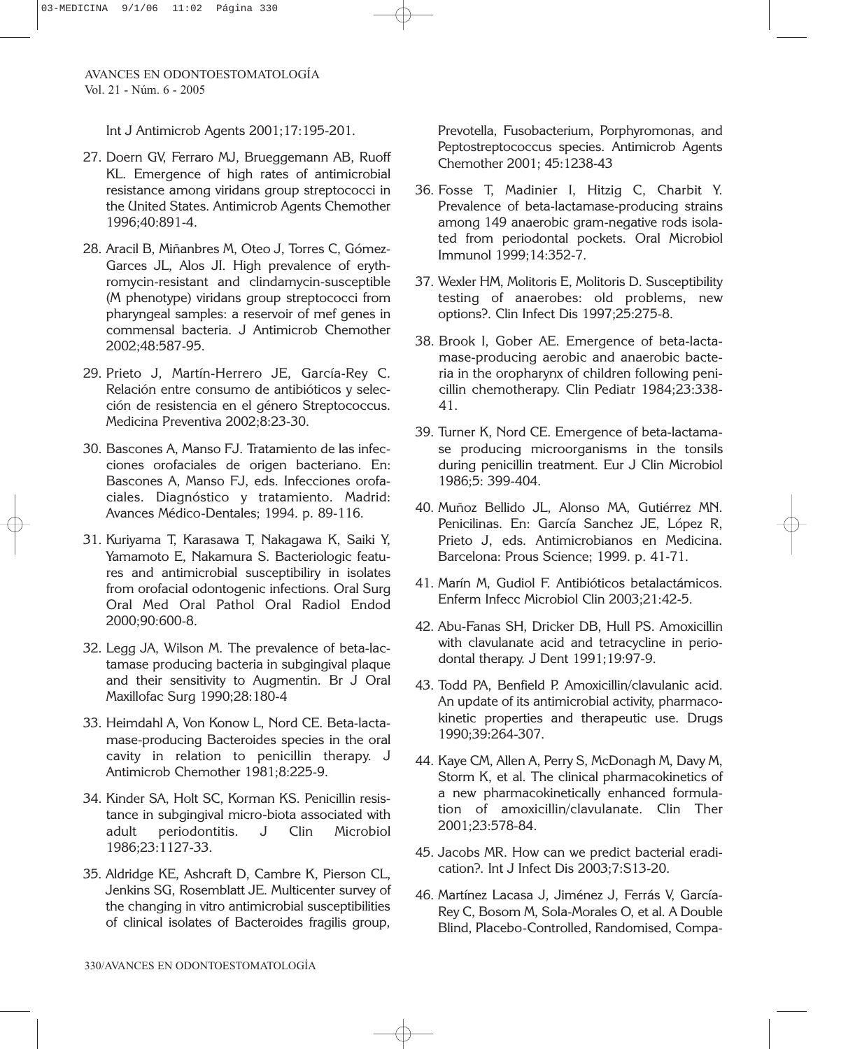Int J Antimicrob Agents 2001;17:195-201.

27. Doern GV, Ferraro MJ, Brueggemann AB, Ruoff KL. Emergence of high rates of antimicrobial resistance among viridans group streptococci in the United States. Antimicrob Agents Chemother 1996;40:891-4.

28. Aracil B, Miñanbres M, Oteo J, Torres C, Gómez-Garces JL, Alos JI. High prevalence of erythromycin-resistant and clindamycin-susceptible (M phenotype) viridans group streptococci from pharyngeal samples: a reservoir of mef genes in commensal bacteria. J Antimicrob Chemother 2002;48:587-95.

29. Prieto J, Martín-Herrero JE, García-Rey C. Relación entre consumo de antibióticos y selección de resistencia en el género Streptococcus. Medicina Preventiva 2002;8:23-30.

30. Bascones A, Manso FJ. Tratamiento de las infecciones orofaciales de origen bacteriano. En: Bascones A, Manso FJ, eds. Infecciones orofaciales. Diagnóstico y tratamiento. Madrid: Avances Médico-Dentales; 1994. p. 89-116.

31. Kuriyama T, Karasawa T, Nakagawa K, Saiki Y, Yamamoto E, Nakamura S. Bacteriologic features and antimicrobial susceptibiliry in isolates from orofacial odontogenic infections. Oral Surg Oral Med Oral Pathol Oral Radiol Endod 2000;90:600-8.

32. Legg JA, Wilson M. The prevalence of beta-lactamase producing bacteria in subgingival plaque and their sensitivity to Augmentin. Br J Oral Maxillofac Surg 1990;28:180-4

33. Heimdahl A, Von Konow L, Nord CE. Beta-lactamase-producing Bacteroides species in the oral cavity in relation to penicillin therapy. J Antimicrob Chemother 1981;8:225-9.

34. Kinder SA, Holt SC, Korman KS. Penicillin resistance in subgingival micro-biota associated with adult periodontitis. J Clin Microbiol 1986;23:1127-33.

35. Aldridge KE, Ashcraft D, Cambre K, Pierson CL, Jenkins SG, Rosemblatt JE. Multicenter survey of the changing in vitro antimicrobial susceptibilities of clinical isolates of Bacteroides fragilis group, Prevotella, Fusobacterium, Porphyromonas, and Peptostreptococcus species. Antimicrob Agents Chemother 2001; 45:1238-43

36. Fosse T, Madinier I, Hitzig C, Charbit Y. Prevalence of beta-lactamase-producing strains among 149 anaerobic gram-negative rods isolated from periodontal pockets. Oral Microbiol Immunol 1999;14:352-7.

37. Wexler HM, Molitoris E, Molitoris D. Susceptibility testing of anaerobes: old problems, new options?. Clin Infect Dis 1997;25:275-8.

38. Brook I, Gober AE. Emergence of beta-lactamase-producing aerobic and anaerobic bacteria in the oropharynx of children following penicillin chemotherapy. Clin Pediatr 1984;23:338-41.

39. Turner K, Nord CE. Emergence of beta-lactamase producing microorganisms in the tonsils during penicillin treatment. Eur J Clin Microbiol 1986;5: 399-404.

40. Muñoz Bellido JL, Alonso MA, Gutiérrez MN. Penicilinas. En: García Sanchez JE, López R, Prieto J, eds. Antimicrobianos en Medicina. Barcelona: Prous Science; 1999. p. 41-71.

41. Marín M, Gudiol F. Antibióticos betalactámicos. Enferm Infecc Microbiol Clin 2003;21:42-5.

42. Abu-Fanas SH, Dricker DB, Hull PS. Amoxicillin with clavulanate acid and tetracycline in periodontal therapy. J Dent 1991;19:97-9.

43. Todd PA, Benfield P. Amoxicillin/clavulanic acid. An update of its antimicrobial activity, pharmacokinetic properties and therapeutic use. Drugs 1990;39:264-307.

44. Kaye CM, Allen A, Perry S, McDonagh M, Davy M, Storm K, et al. The clinical pharmacokinetics of a new pharmacokinetically enhanced formulation of amoxicillin/clavulanate. Clin Ther 2001;23:578-84.

45. Jacobs MR. How can we predict bacterial eradication?. Int J Infect Dis 2003;7:S13-20.

46. Martínez Lacasa J, Jiménez J, Ferrás V, García-Rey C, Bosom M, Sola-Morales O, et al. A Double Blind, Placebo-Controlled, Randomised, Compa-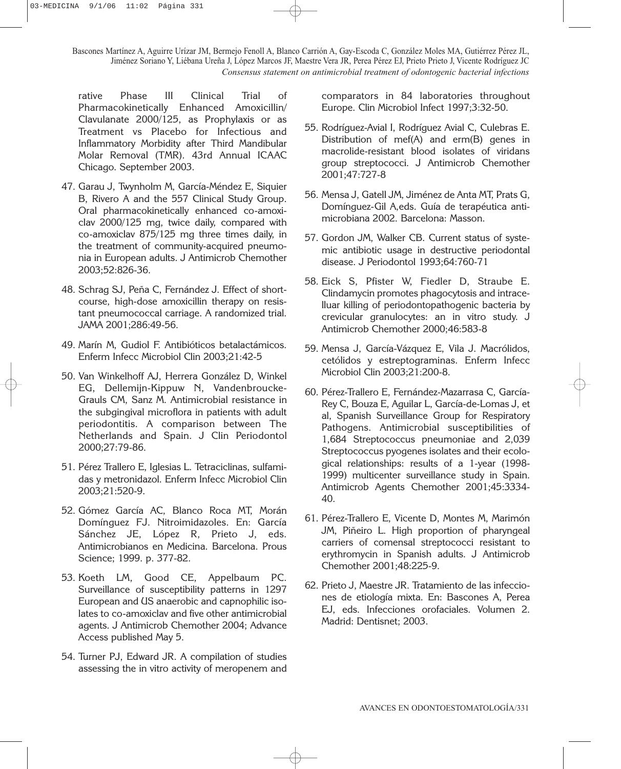rative Phase III Clinical Trial of Pharmacokinetically Enhanced Amoxicillin/ Clavulanate 2000/125, as Prophylaxis or as Treatment vs Placebo for Infectious and Inflammatory Morbidity after Third Mandibular Molar Removal (TMR). 43rd Annual ICAAC Chicago. September 2003.

47. Garau J, Twynholm M, García-Méndez E, Siquier B, Rivero A and the 557 Clinical Study Group. Oral pharmacokinetically enhanced co-amoxiclav 2000/125 mg, twice daily, compared with co-amoxiclav 875/125 mg three times daily, in the treatment of community-acquired pneumonia in European adults. J Antimicrob Chemother 2003;52:826-36.

48. Schrag SJ, Peña C, Fernández J. Effect of short-course, high-dose amoxicillin therapy on resistant pneumococcal carriage. A randomized trial. JAMA 2001;286:49-56.

49. Marín M, Gudiol F. Antibióticos betalactámicos. Enferm Infecc Microbiol Clin 2003;21:42-5

50. Van Winkelhoff AJ, Herrera González D, Winkel EG, Dellemijn-Kippuw N, Vandenbroucke-Grauls CM, Sanz M. Antimicrobial resistance in the subgingival microflora in patients with adult periodontitis. A comparison between The Netherlands and Spain. J Clin Periodontol 2000;27:79-86.

51. Pérez Trallero E, Iglesias L. Tetraciclinas, sulfamidas y metronidazol. Enferm Infecc Microbiol Clin 2003;21:520-9.

52. Gómez García AC, Blanco Roca MT, Morán Domínguez FJ. Nitroimidazoles. En: García Sánchez JE, López R, Prieto J, eds. Antimicrobianos en Medicina. Barcelona. Prous Science; 1999. p. 377-82.

53. Koeth LM, Good CE, Appelbaum PC. Surveillance of susceptibility patterns in 1297 European and US anaerobic and capnophilic isolates to co-amoxiclav and five other antimicrobial agents. J Antimicrob Chemother 2004; Advance Access published May 5.

54. Turner PJ, Edward JR. A compilation of studies assessing the in vitro activity of meropenem and comparators in 84 laboratories throughout Europe. Clin Microbiol Infect 1997;3:32-50.

55. Rodríguez-Avial I, Rodríguez Avial C, Culebras E. Distribution of mef(A) and erm(B) genes in macrolide-resistant blood isolates of viridans group streptococci. J Antimicrob Chemother 2001;47:727-8

56. Mensa J, Gatell JM, Jiménez de Anta MT, Prats G, Domínguez-Gil A,eds. Guía de terapéutica antimicrobiana 2002. Barcelona: Masson.

57. Gordon JM, Walker CB. Current status of systemic antibiotic usage in destructive periodontal disease. J Periodontol 1993;64:760-71

58. Eick S, Pfister W, Fiedler D, Straube E. Clindamycin promotes phagocytosis and intracellular killing of periodontopathogenic bacteria by crevicular granulocytes: an in vitro study. J Antimicrob Chemother 2000;46:583-8

59. Mensa J, García-Vázquez E, Vila J. Macrólidos, cetólidos y estreptograminas. Enferm Infecc Microbiol Clin 2003;21:200-8.

60. Pérez-Trallero E, Fernández-Mazarrasa C, García-Rey C, Bouza E, Aguilar L, García-de-Lomas J, et al, Spanish Surveillance Group for Respiratory Pathogens. Antimicrobial susceptibilities of 1,684 Streptococcus pneumoniae and 2,039 Streptococcus pyogenes isolates and their ecological relationships: results of a 1-year (1998-1999) multicenter surveillance study in Spain. Antimicrob Agents Chemother 2001;45:3334-40.

61. Pérez-Trallero E, Vicente D, Montes M, Marimón JM, Piñeiro L. High proportion of pharyngeal carriers of comensal streptococci resistant to erythromycin in Spanish adults. J Antimicrob Chemother 2001;48:225-9.

62. Prieto J, Maestre JR. Tratamiento de las infecciones de etiología mixta. En: Bascones A, Perea EJ, eds. Infecciones orofaciales. Volumen 2. Madrid: Dentisnet; 2003.